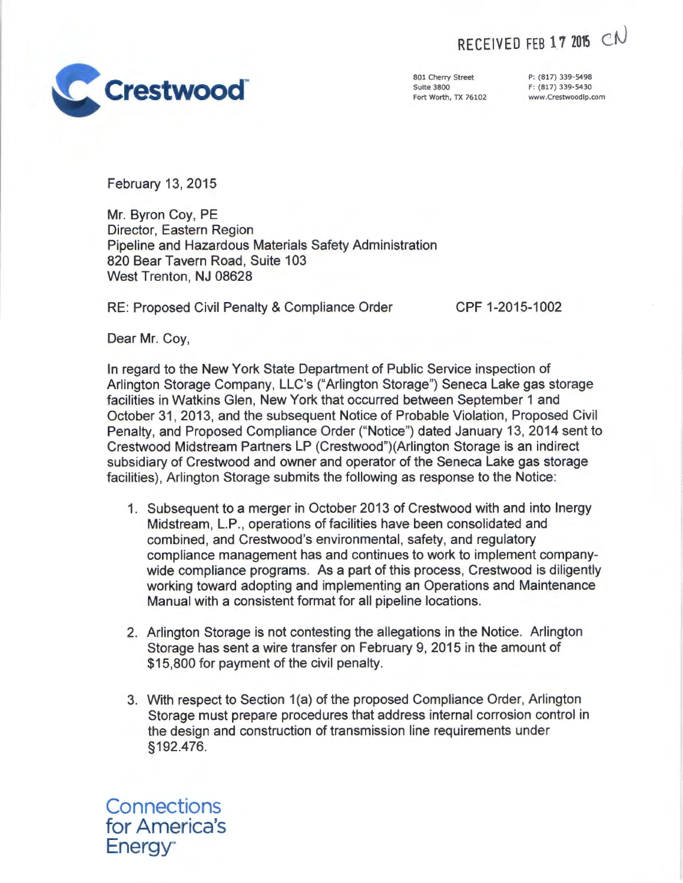RECEIVED FEB 17 2015 CN

**Crestwood**

801 Cherry Street
Suite 3800
Fort Worth, TX 76102

P: (817) 339-5498
F: (817) 339-5430
www.Crestwoodlp.com

February 13, 2015

Mr. Byron Coy, PE
Director, Eastern Region
Pipeline and Hazardous Materials Safety Administration
820 Bear Tavern Road, Suite 103
West Trenton, NJ 08628

RE: Proposed Civil Penalty & Compliance Order CPF 1-2015-1002

Dear Mr. Coy,

In regard to the New York State Department of Public Service inspection of Arlington Storage Company, LLC's ("Arlington Storage") Seneca Lake gas storage facilities in Watkins Glen, New York that occurred between September 1 and October 31, 2013, and the subsequent Notice of Probable Violation, Proposed Civil Penalty, and Proposed Compliance Order ("Notice") dated January 13, 2014 sent to Crestwood Midstream Partners LP (Crestwood")(Arlington Storage is an indirect subsidiary of Crestwood and owner and operator of the Seneca Lake gas storage facilities), Arlington Storage submits the following as response to the Notice:

1. Subsequent to a merger in October 2013 of Crestwood with and into Inergy Midstream, L.P., operations of facilities have been consolidated and combined, and Crestwood's environmental, safety, and regulatory compliance management has and continues to work to implement company-wide compliance programs. As a part of this process, Crestwood is diligently working toward adopting and implementing an Operations and Maintenance Manual with a consistent format for all pipeline locations.

2. Arlington Storage is not contesting the allegations in the Notice. Arlington Storage has sent a wire transfer on February 9, 2015 in the amount of $15,800 for payment of the civil penalty.

3. With respect to Section 1(a) of the proposed Compliance Order, Arlington Storage must prepare procedures that address internal corrosion control in the design and construction of transmission line requirements under §192.476.

Connections for America's Energy™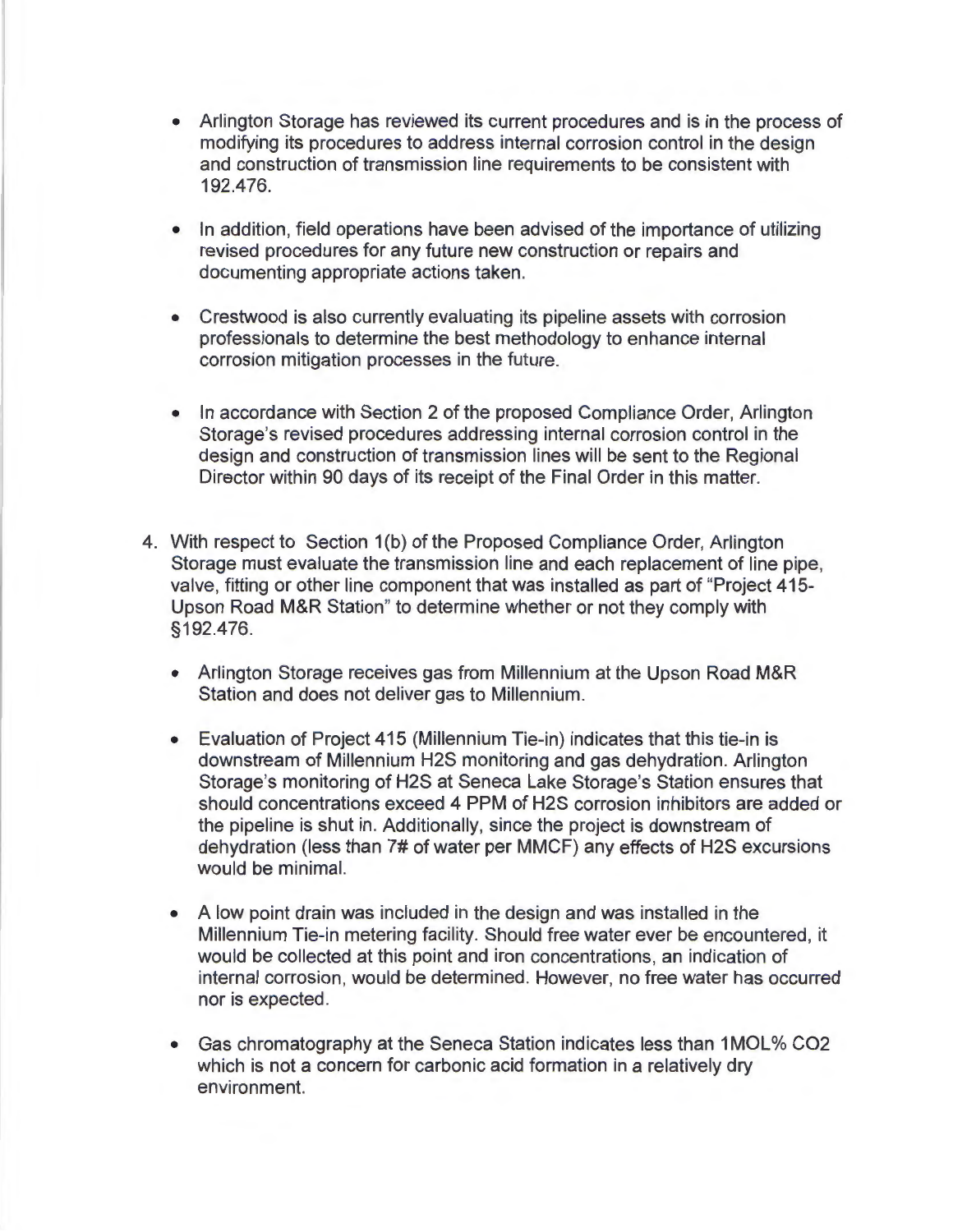- Arlington Storage has reviewed its current procedures and is in the process of modifying its procedures to address internal corrosion control in the design and construction of transmission line requirements to be consistent with 192.476.

- In addition, field operations have been advised of the importance of utilizing revised procedures for any future new construction or repairs and documenting appropriate actions taken.

- Crestwood is also currently evaluating its pipeline assets with corrosion professionals to determine the best methodology to enhance internal corrosion mitigation processes in the future.

- In accordance with Section 2 of the proposed Compliance Order, Arlington Storage's revised procedures addressing internal corrosion control in the design and construction of transmission lines will be sent to the Regional Director within 90 days of its receipt of the Final Order in this matter.

4. With respect to Section 1(b) of the Proposed Compliance Order, Arlington Storage must evaluate the transmission line and each replacement of line pipe, valve, fitting or other line component that was installed as part of "Project 415-Upson Road M&R Station" to determine whether or not they comply with §192.476.

    - Arlington Storage receives gas from Millennium at the Upson Road M&R Station and does not deliver gas to Millennium.

    - Evaluation of Project 415 (Millennium Tie-in) indicates that this tie-in is downstream of Millennium $H_2S$ monitoring and gas dehydration. Arlington Storage's monitoring of $H_2S$ at Seneca Lake Storage's Station ensures that should concentrations exceed 4 PPM of $H_2S$ corrosion inhibitors are added or the pipeline is shut in. Additionally, since the project is downstream of dehydration (less than 7# of water per MMCF) any effects of $H_2S$ excursions would be minimal.

    - A low point drain was included in the design and was installed in the Millennium Tie-in metering facility. Should free water ever be encountered, it would be collected at this point and iron concentrations, an indication of internal corrosion, would be determined. However, no free water has occurred nor is expected.

    - Gas chromatography at the Seneca Station indicates less than 1MOL% $CO_2$ which is not a concern for carbonic acid formation in a relatively dry environment.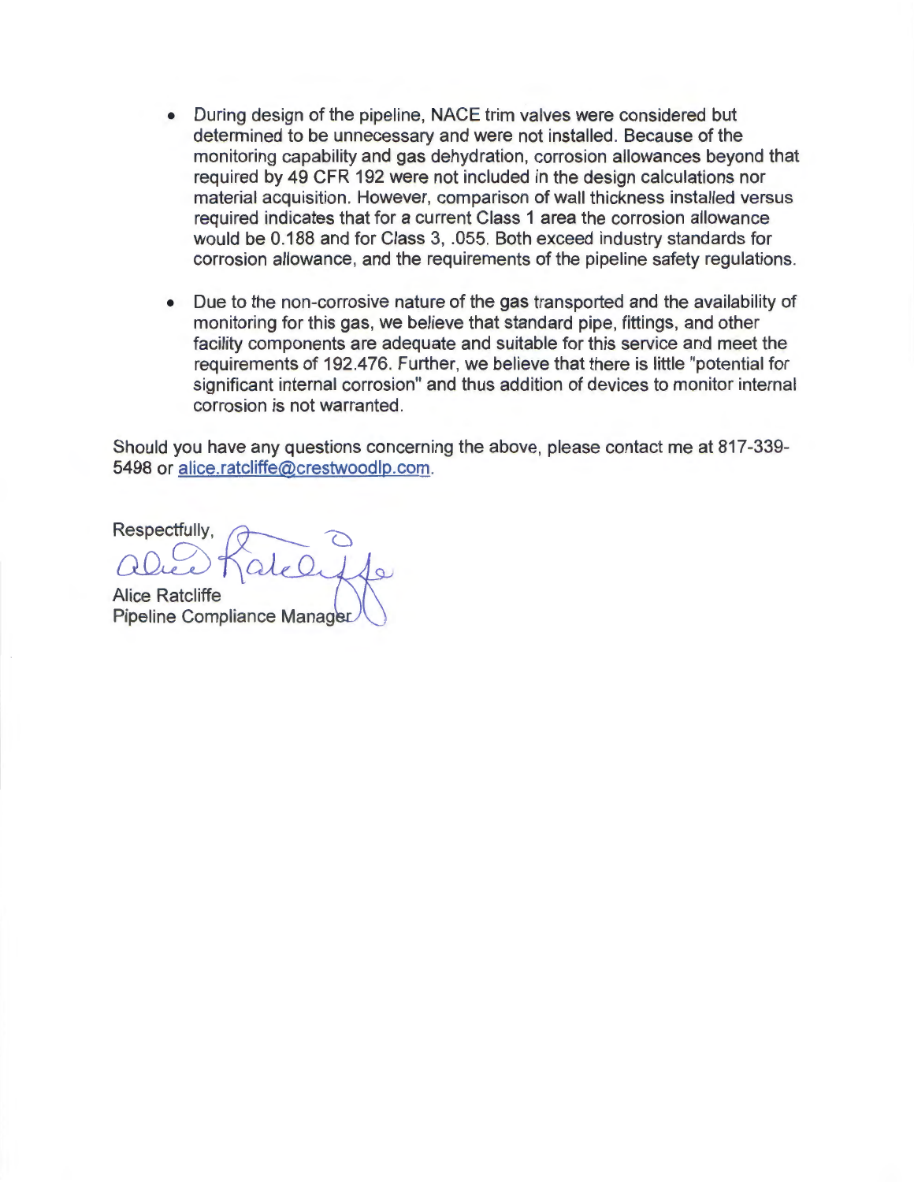- During design of the pipeline, NACE trim valves were considered but determined to be unnecessary and were not installed. Because of the monitoring capability and gas dehydration, corrosion allowances beyond that required by 49 CFR 192 were not included in the design calculations nor material acquisition. However, comparison of wall thickness installed versus required indicates that for a current Class 1 area the corrosion allowance would be 0.188 and for Class 3, .055. Both exceed industry standards for corrosion allowance, and the requirements of the pipeline safety regulations.

- Due to the non-corrosive nature of the gas transported and the availability of monitoring for this gas, we believe that standard pipe, fittings, and other facility components are adequate and suitable for this service and meet the requirements of 192.476. Further, we believe that there is little "potential for significant internal corrosion" and thus addition of devices to monitor internal corrosion is not warranted.

Should you have any questions concerning the above, please contact me at 817-339-5498 or alice.ratcliffe@crestwoodlp.com.

Respectfully,

Alice Ratcliffe
Pipeline Compliance Manager